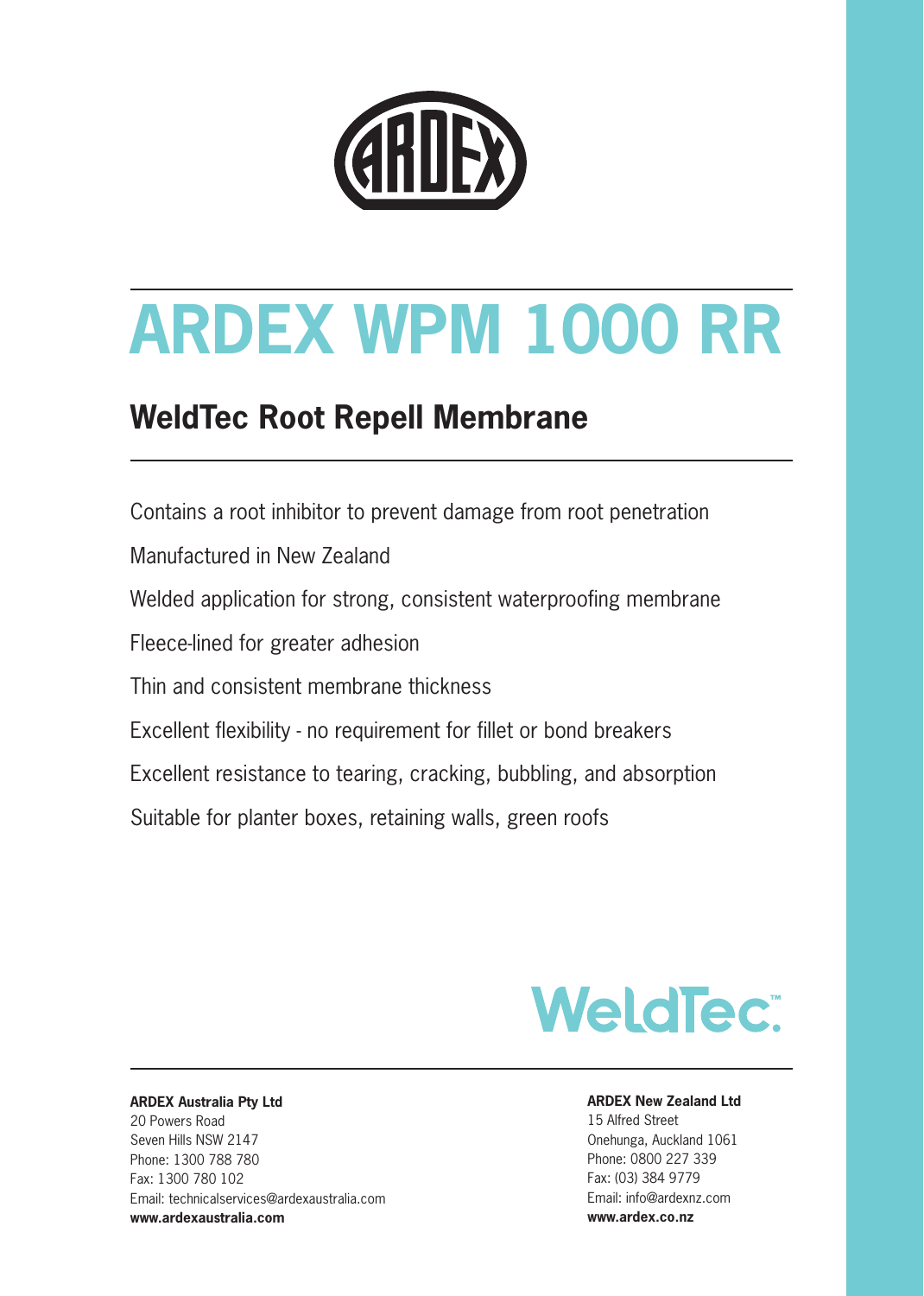# ARDEX WPM 1000 RR

## WeldTec Root Repell Membrane

Contains a root inhibitor to prevent damage from root penetration

Manufactured in New Zealand

Welded application for strong, consistent waterproofing membrane

Fleece-lined for greater adhesion

Thin and consistent membrane thickness

Excellent flexibility - no requirement for fillet or bond breakers

Excellent resistance to tearing, cracking, bubbling, and absorption

Suitable for planter boxes, retaining walls, green roofs

WeldTec™

**ARDEX Australia Pty Ltd**
20 Powers Road
Seven Hills NSW 2147
Phone: 1300 788 780
Fax: 1300 780 102
Email: technicalservices@ardexaustralia.com
**www.ardexaustralia.com**

**ARDEX New Zealand Ltd**
15 Alfred Street
Onehunga, Auckland 1061
Phone: 0800 227 339
Fax: (03) 384 9779
Email: info@ardexnz.com
**www.ardex.co.nz**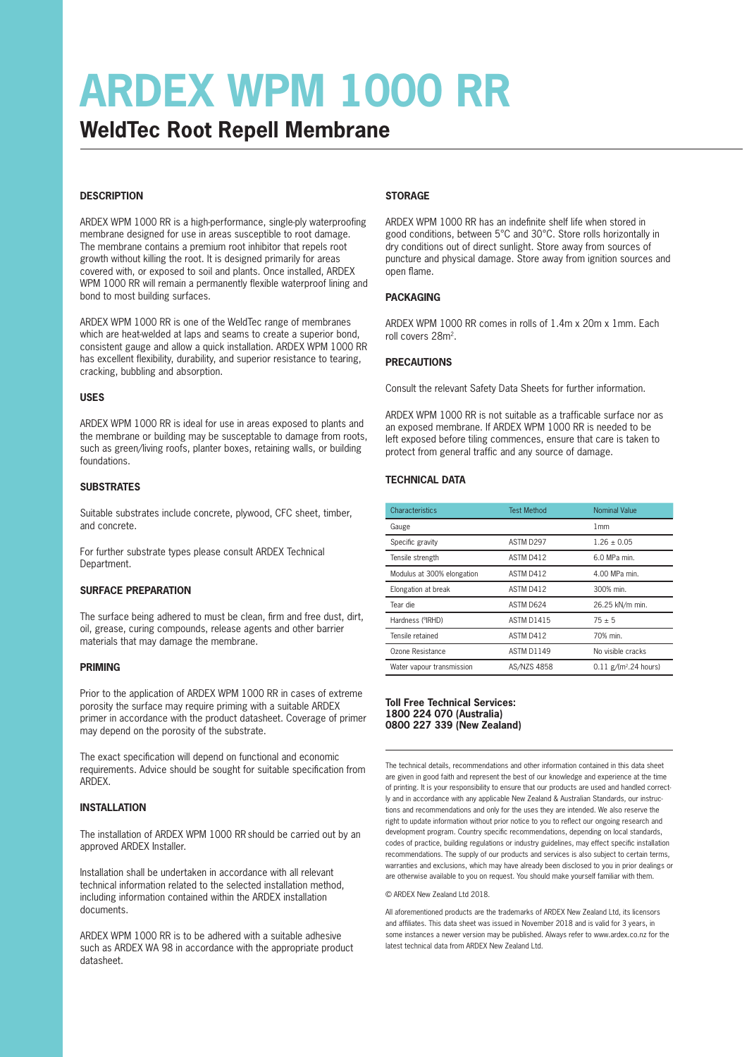# ARDEX WPM 1000 RR

## WeldTec Root Repell Membrane

### DESCRIPTION

ARDEX WPM 1000 RR is a high-performance, single-ply waterproofing membrane designed for use in areas susceptible to root damage. The membrane contains a premium root inhibitor that repels root growth without killing the root. It is designed primarily for areas covered with, or exposed to soil and plants. Once installed, ARDEX WPM 1000 RR will remain a permanently flexible waterproof lining and bond to most building surfaces.

ARDEX WPM 1000 RR is one of the WeldTec range of membranes which are heat-welded at laps and seams to create a superior bond, consistent gauge and allow a quick installation. ARDEX WPM 1000 RR has excellent flexibility, durability, and superior resistance to tearing, cracking, bubbling and absorption.

### USES

ARDEX WPM 1000 RR is ideal for use in areas exposed to plants and the membrane or building may be susceptable to damage from roots, such as green/living roofs, planter boxes, retaining walls, or building foundations.

### SUBSTRATES

Suitable substrates include concrete, plywood, CFC sheet, timber, and concrete.

For further substrate types please consult ARDEX Technical Department.

### SURFACE PREPARATION

The surface being adhered to must be clean, firm and free dust, dirt, oil, grease, curing compounds, release agents and other barrier materials that may damage the membrane.

### PRIMING

Prior to the application of ARDEX WPM 1000 RR in cases of extreme porosity the surface may require priming with a suitable ARDEX primer in accordance with the product datasheet. Coverage of primer may depend on the porosity of the substrate.

The exact specification will depend on functional and economic requirements. Advice should be sought for suitable specification from ARDEX.

### INSTALLATION

The installation of ARDEX WPM 1000 RR should be carried out by an approved ARDEX Installer.

Installation shall be undertaken in accordance with all relevant technical information related to the selected installation method, including information contained within the ARDEX installation documents.

ARDEX WPM 1000 RR is to be adhered with a suitable adhesive such as ARDEX WA 98 in accordance with the appropriate product datasheet.

### STORAGE

ARDEX WPM 1000 RR has an indefinite shelf life when stored in good conditions, between 5°C and 30°C. Store rolls horizontally in dry conditions out of direct sunlight. Store away from sources of puncture and physical damage. Store away from ignition sources and open flame.

### PACKAGING

ARDEX WPM 1000 RR comes in rolls of 1.4m x 20m x 1mm. Each roll covers 28m$^2$.

### PRECAUTIONS

Consult the relevant Safety Data Sheets for further information.

ARDEX WPM 1000 RR is not suitable as a trafficable surface nor as an exposed membrane. If ARDEX WPM 1000 RR is needed to be left exposed before tiling commences, ensure that care is taken to protect from general traffic and any source of damage.

### TECHNICAL DATA

| Characteristics | Test Method | Nominal Value |
|---|---|---|
| Gauge | | 1mm |
| Specific gravity | ASTM D297 | 1.26 ± 0.05 |
| Tensile strength | ASTM D412 | 6.0 MPa min. |
| Modulus at 300% elongation | ASTM D412 | 4.00 MPa min. |
| Elongation at break | ASTM D412 | 300% min. |
| Tear die | ASTM D624 | 26.25 kN/m min. |
| Hardness (°IRHD) | ASTM D1415 | 75 ± 5 |
| Tensile retained | ASTM D412 | 70% min. |
| Ozone Resistance | ASTM D1149 | No visible cracks |
| Water vapour transmission | AS/NZS 4858 | 0.11 g/(m$^2$.24 hours) |

**Toll Free Technical Services:**
**1800 224 070 (Australia)**
**0800 227 339 (New Zealand)**

The technical details, recommendations and other information contained in this data sheet are given in good faith and represent the best of our knowledge and experience at the time of printing. It is your responsibility to ensure that our products are used and handled correctly and in accordance with any applicable New Zealand & Australian Standards, our instructions and recommendations and only for the uses they are intended. We also reserve the right to update information without prior notice to you to reflect our ongoing research and development program. Country specific recommendations, depending on local standards, codes of practice, building regulations or industry guidelines, may effect specific installation recommendations. The supply of our products and services is also subject to certain terms, warranties and exclusions, which may have already been disclosed to you in prior dealings or are otherwise available to you on request. You should make yourself familiar with them.

© ARDEX New Zealand Ltd 2018.

All aforementioned products are the trademarks of ARDEX New Zealand Ltd, its licensors and affiliates. This data sheet was issued in November 2018 and is valid for 3 years, in some instances a newer version may be published. Always refer to www.ardex.co.nz for the latest technical data from ARDEX New Zealand Ltd.